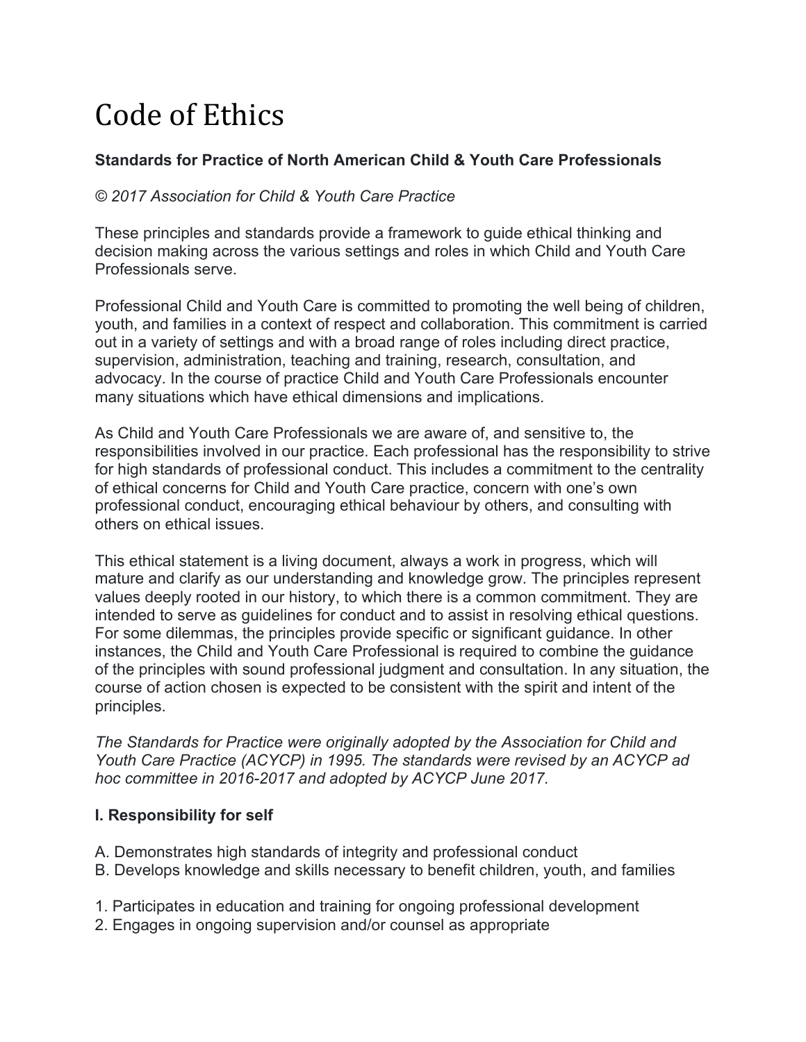# Code of Ethics

**Standards for Practice of North American Child & Youth Care Professionals**

*© 2017 Association for Child & Youth Care Practice*

These principles and standards provide a framework to guide ethical thinking and decision making across the various settings and roles in which Child and Youth Care Professionals serve.

Professional Child and Youth Care is committed to promoting the well being of children, youth, and families in a context of respect and collaboration. This commitment is carried out in a variety of settings and with a broad range of roles including direct practice, supervision, administration, teaching and training, research, consultation, and advocacy. In the course of practice Child and Youth Care Professionals encounter many situations which have ethical dimensions and implications.

As Child and Youth Care Professionals we are aware of, and sensitive to, the responsibilities involved in our practice. Each professional has the responsibility to strive for high standards of professional conduct. This includes a commitment to the centrality of ethical concerns for Child and Youth Care practice, concern with one's own professional conduct, encouraging ethical behaviour by others, and consulting with others on ethical issues.

This ethical statement is a living document, always a work in progress, which will mature and clarify as our understanding and knowledge grow. The principles represent values deeply rooted in our history, to which there is a common commitment. They are intended to serve as guidelines for conduct and to assist in resolving ethical questions. For some dilemmas, the principles provide specific or significant guidance. In other instances, the Child and Youth Care Professional is required to combine the guidance of the principles with sound professional judgment and consultation. In any situation, the course of action chosen is expected to be consistent with the spirit and intent of the principles.

*The Standards for Practice were originally adopted by the Association for Child and Youth Care Practice (ACYCP) in 1995. The standards were revised by an ACYCP ad hoc committee in 2016-2017 and adopted by ACYCP June 2017.*

**I. Responsibility for self**

A. Demonstrates high standards of integrity and professional conduct
B. Develops knowledge and skills necessary to benefit children, youth, and families

1. Participates in education and training for ongoing professional development
2. Engages in ongoing supervision and/or counsel as appropriate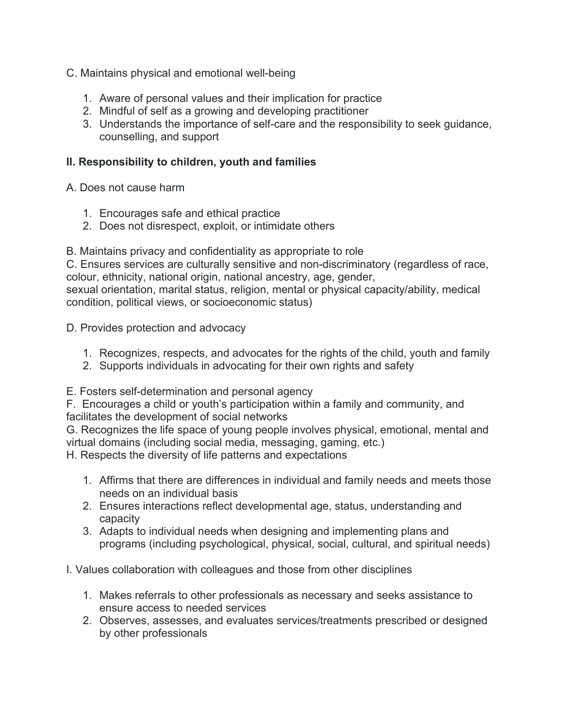C. Maintains physical and emotional well-being

1. Aware of personal values and their implication for practice
2. Mindful of self as a growing and developing practitioner
3. Understands the importance of self-care and the responsibility to seek guidance, counselling, and support

**II. Responsibility to children, youth and families**

A. Does not cause harm

1. Encourages safe and ethical practice
2. Does not disrespect, exploit, or intimidate others

B. Maintains privacy and confidentiality as appropriate to role

C. Ensures services are culturally sensitive and non-discriminatory (regardless of race, colour, ethnicity, national origin, national ancestry, age, gender, sexual orientation, marital status, religion, mental or physical capacity/ability, medical condition, political views, or socioeconomic status)

D. Provides protection and advocacy

1. Recognizes, respects, and advocates for the rights of the child, youth and family
2. Supports individuals in advocating for their own rights and safety

E. Fosters self-determination and personal agency

F. Encourages a child or youth's participation within a family and community, and facilitates the development of social networks

G. Recognizes the life space of young people involves physical, emotional, mental and virtual domains (including social media, messaging, gaming, etc.)

H. Respects the diversity of life patterns and expectations

1. Affirms that there are differences in individual and family needs and meets those needs on an individual basis
2. Ensures interactions reflect developmental age, status, understanding and capacity
3. Adapts to individual needs when designing and implementing plans and programs (including psychological, physical, social, cultural, and spiritual needs)

I. Values collaboration with colleagues and those from other disciplines

1. Makes referrals to other professionals as necessary and seeks assistance to ensure access to needed services
2. Observes, assesses, and evaluates services/treatments prescribed or designed by other professionals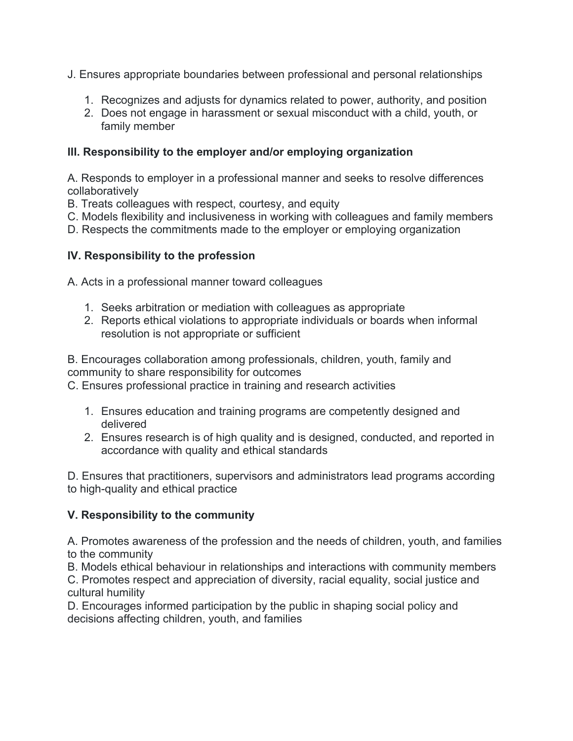J. Ensures appropriate boundaries between professional and personal relationships

1. Recognizes and adjusts for dynamics related to power, authority, and position
2. Does not engage in harassment or sexual misconduct with a child, youth, or family member

**III. Responsibility to the employer and/or employing organization**

A. Responds to employer in a professional manner and seeks to resolve differences collaboratively
B. Treats colleagues with respect, courtesy, and equity
C. Models flexibility and inclusiveness in working with colleagues and family members
D. Respects the commitments made to the employer or employing organization

**IV. Responsibility to the profession**

A. Acts in a professional manner toward colleagues

1. Seeks arbitration or mediation with colleagues as appropriate
2. Reports ethical violations to appropriate individuals or boards when informal resolution is not appropriate or sufficient

B. Encourages collaboration among professionals, children, youth, family and community to share responsibility for outcomes
C. Ensures professional practice in training and research activities

1. Ensures education and training programs are competently designed and delivered
2. Ensures research is of high quality and is designed, conducted, and reported in accordance with quality and ethical standards

D. Ensures that practitioners, supervisors and administrators lead programs according to high-quality and ethical practice

**V. Responsibility to the community**

A. Promotes awareness of the profession and the needs of children, youth, and families to the community
B. Models ethical behaviour in relationships and interactions with community members
C. Promotes respect and appreciation of diversity, racial equality, social justice and cultural humility
D. Encourages informed participation by the public in shaping social policy and decisions affecting children, youth, and families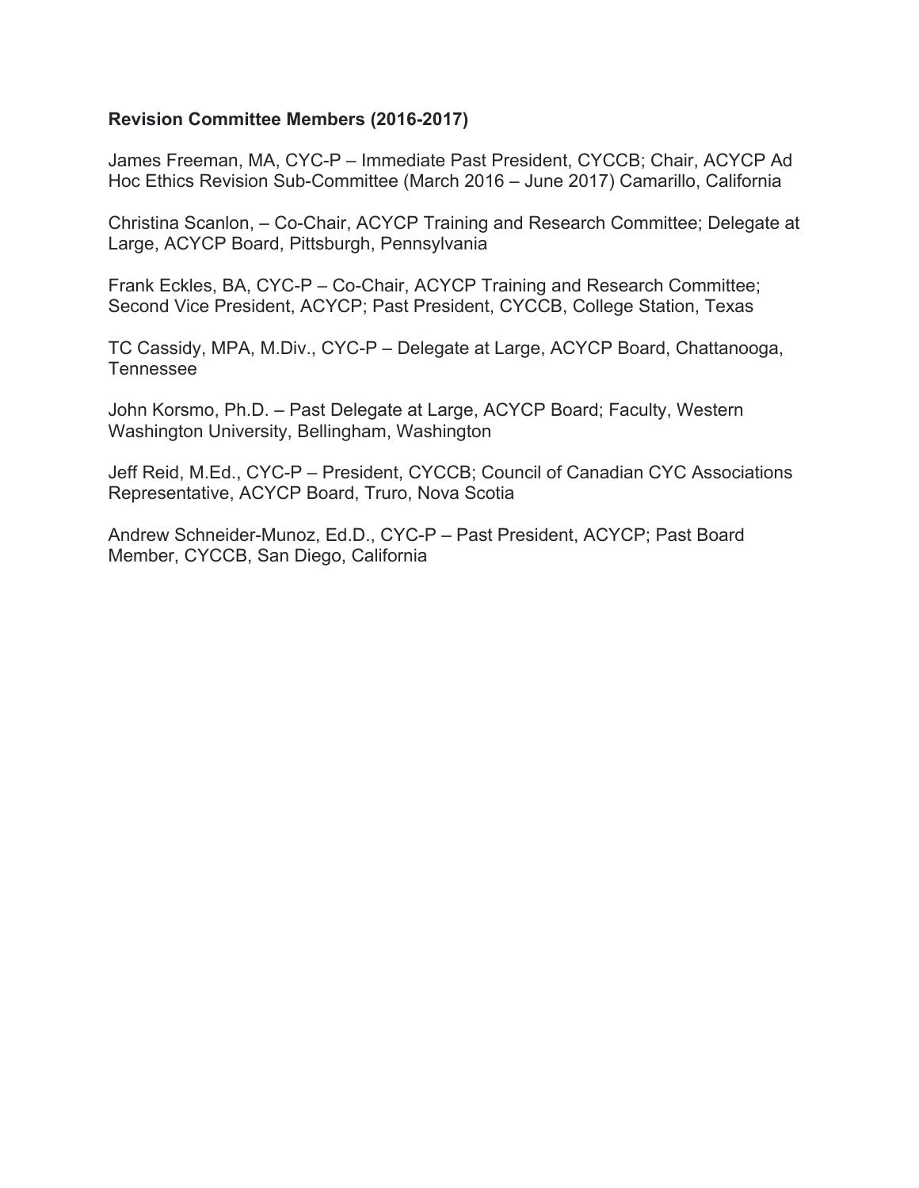**Revision Committee Members (2016-2017)**

James Freeman, MA, CYC-P – Immediate Past President, CYCCB; Chair, ACYCP Ad Hoc Ethics Revision Sub-Committee (March 2016 – June 2017) Camarillo, California

Christina Scanlon, – Co-Chair, ACYCP Training and Research Committee; Delegate at Large, ACYCP Board, Pittsburgh, Pennsylvania

Frank Eckles, BA, CYC-P – Co-Chair, ACYCP Training and Research Committee; Second Vice President, ACYCP; Past President, CYCCB, College Station, Texas

TC Cassidy, MPA, M.Div., CYC-P – Delegate at Large, ACYCP Board, Chattanooga, Tennessee

John Korsmo, Ph.D. – Past Delegate at Large, ACYCP Board; Faculty, Western Washington University, Bellingham, Washington

Jeff Reid, M.Ed., CYC-P – President, CYCCB; Council of Canadian CYC Associations Representative, ACYCP Board, Truro, Nova Scotia

Andrew Schneider-Munoz, Ed.D., CYC-P – Past President, ACYCP; Past Board Member, CYCCB, San Diego, California